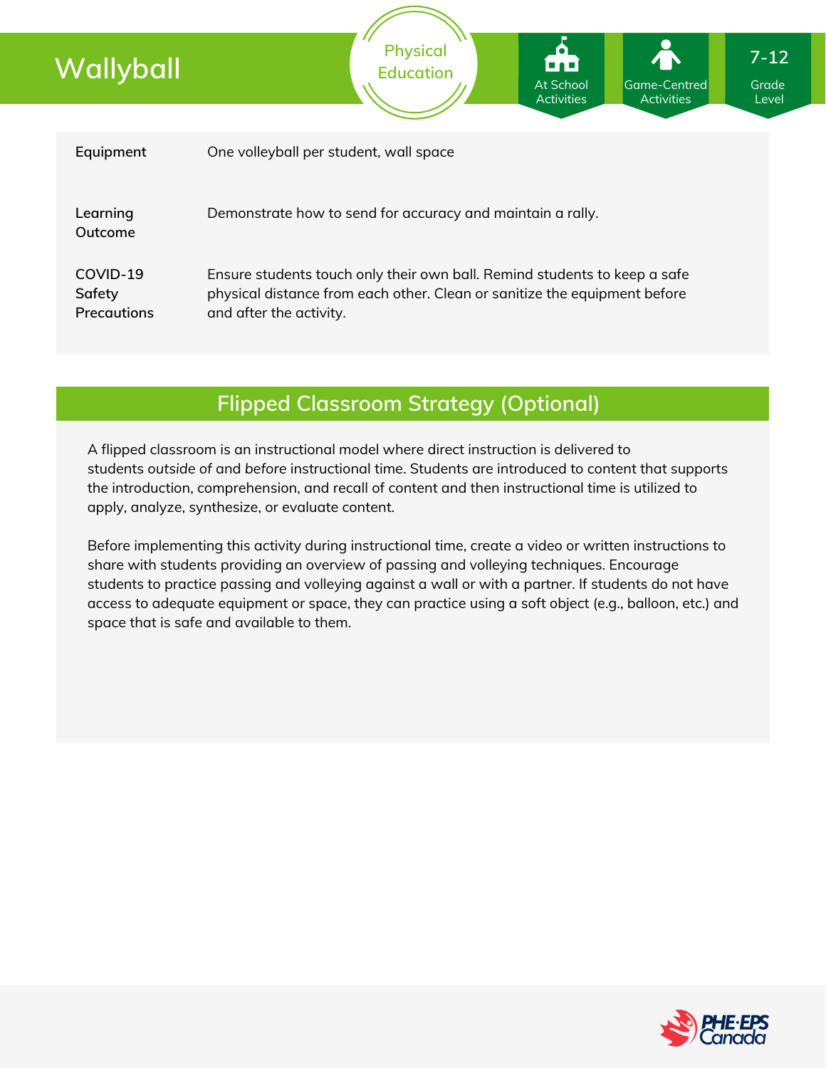# Wallyball

Physical Education

At School Activities | Game-Centred Activities | 7-12 Grade Level

| | |
|---|---|
| **Equipment** | One volleyball per student, wall space |
| **Learning Outcome** | Demonstrate how to send for accuracy and maintain a rally. |
| **COVID-19 Safety Precautions** | Ensure students touch only their own ball. Remind students to keep a safe physical distance from each other. Clean or sanitize the equipment before and after the activity. |

## Flipped Classroom Strategy (Optional)

A flipped classroom is an instructional model where direct instruction is delivered to students *outside* of and *before* instructional time. Students are introduced to content that supports the introduction, comprehension, and recall of content and then instructional time is utilized to apply, analyze, synthesize, or evaluate content.

Before implementing this activity during instructional time, create a video or written instructions to share with students providing an overview of passing and volleying techniques. Encourage students to practice passing and volleying against a wall or with a partner. If students do not have access to adequate equipment or space, they can practice using a soft object (e.g., balloon, etc.) and space that is safe and available to them.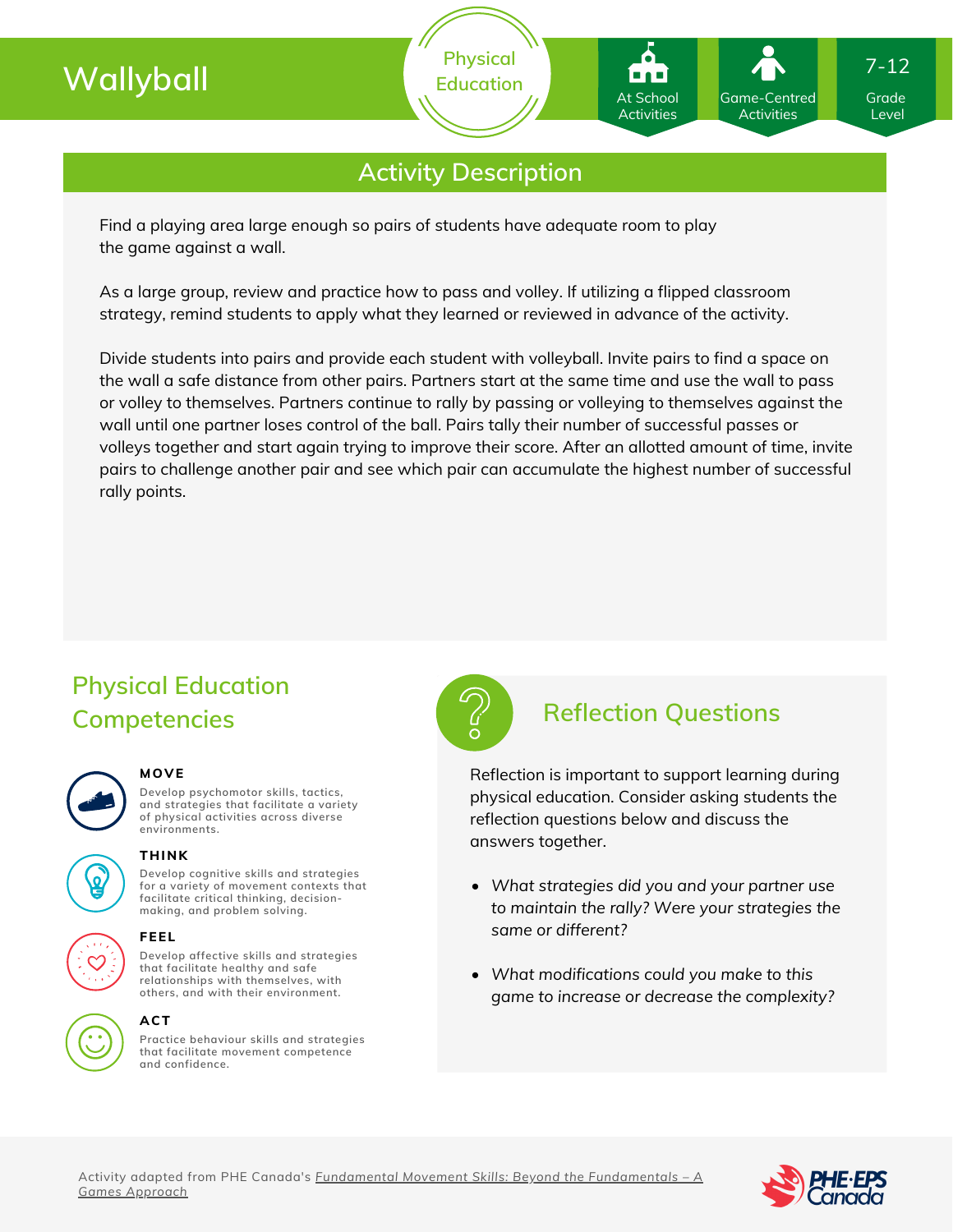# Wallyball

Physical Education

At School Activities

Game-Centred Activities

7-12 Grade Level

## Activity Description

Find a playing area large enough so pairs of students have adequate room to play the game against a wall.

As a large group, review and practice how to pass and volley. If utilizing a flipped classroom strategy, remind students to apply what they learned or reviewed in advance of the activity.

Divide students into pairs and provide each student with volleyball. Invite pairs to find a space on the wall a safe distance from other pairs. Partners start at the same time and use the wall to pass or volley to themselves. Partners continue to rally by passing or volleying to themselves against the wall until one partner loses control of the ball. Pairs tally their number of successful passes or volleys together and start again trying to improve their score. After an allotted amount of time, invite pairs to challenge another pair and see which pair can accumulate the highest number of successful rally points.

## Physical Education Competencies

**MOVE**

Develop psychomotor skills, tactics, and strategies that facilitate a variety of physical activities across diverse environments.

**THINK**

Develop cognitive skills and strategies for a variety of movement contexts that facilitate critical thinking, decision-making, and problem solving.

**FEEL**

Develop affective skills and strategies that facilitate healthy and safe relationships with themselves, with others, and with their environment.

**ACT**

Practice behaviour skills and strategies that facilitate movement competence and confidence.

## Reflection Questions

Reflection is important to support learning during physical education. Consider asking students the reflection questions below and discuss the answers together.

- *What strategies did you and your partner use to maintain the rally? Were your strategies the same or different?*
- *What modifications could you make to this game to increase or decrease the complexity?*

Activity adapted from PHE Canada's *Fundamental Movement Skills: Beyond the Fundamentals – A Games Approach*

PHE·EPS Canada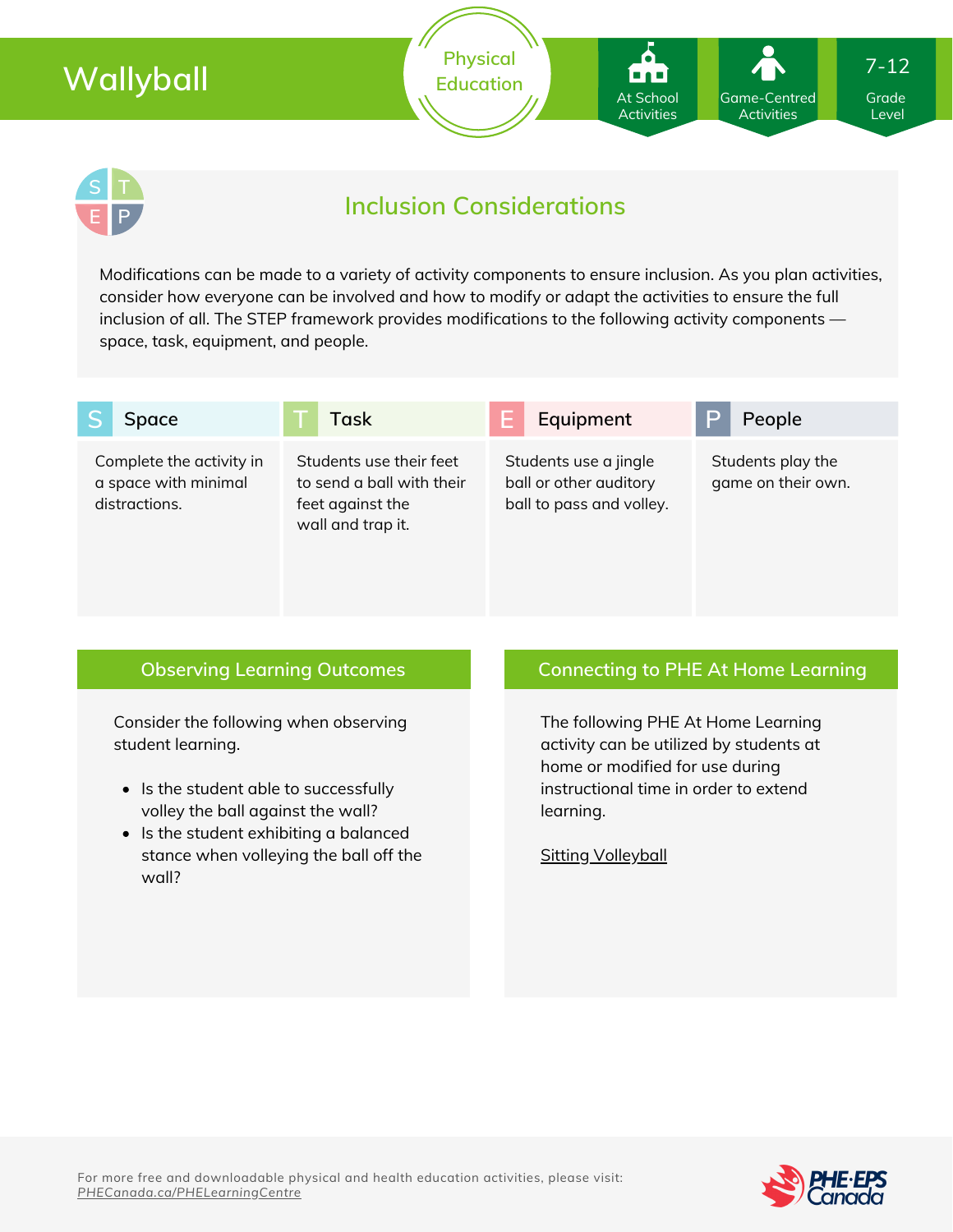# Wallyball

Physical Education

At School Activities

Game-Centred Activities

7-12 Grade Level

## Inclusion Considerations

Modifications can be made to a variety of activity components to ensure inclusion. As you plan activities, consider how everyone can be involved and how to modify or adapt the activities to ensure the full inclusion of all. The STEP framework provides modifications to the following activity components — space, task, equipment, and people.

| S Space | T Task | E Equipment | P People |
| --- | --- | --- | --- |
| Complete the activity in a space with minimal distractions. | Students use their feet to send a ball with their feet against the wall and trap it. | Students use a jingle ball or other auditory ball to pass and volley. | Students play the game on their own. |

### Observing Learning Outcomes

Consider the following when observing student learning.

- Is the student able to successfully volley the ball against the wall?
- Is the student exhibiting a balanced stance when volleying the ball off the wall?

### Connecting to PHE At Home Learning

The following PHE At Home Learning activity can be utilized by students at home or modified for use during instructional time in order to extend learning.

Sitting Volleyball

For more free and downloadable physical and health education activities, please visit: PHECanada.ca/PHELearningCentre

PHE-EPS Canada